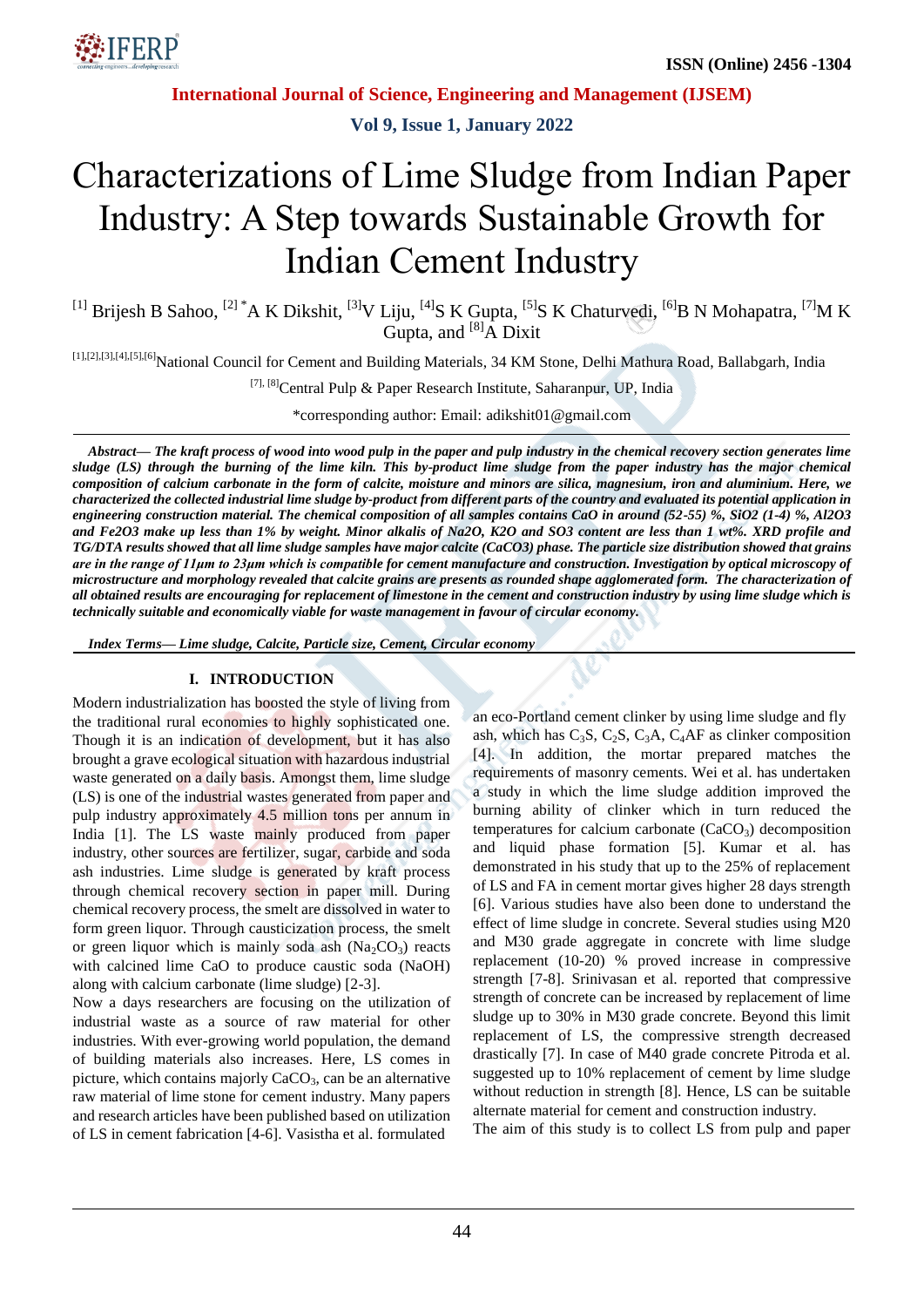# Characterizations of Lime Sludge from Indian Paper Industry: A Step towards Sustainable Growth for Indian Cement Industry

[1] Brijesh B Sahoo, [2] *A K Dikshit, [3]V Liju, [4]S K Gupta, [5]S K Chaturvedi, [6]B N Mohapatra, [7]M K Gupta, and [8]A Dixit

[1],[2],[3],[4],[5],[6]National Council for Cement and Building Materials, 34 KM Stone, Delhi Mathura Road, Ballabgarh, India

[7], [8]Central Pulp & Paper Research Institute, Saharanpur, UP, India

*corresponding author: Email: adikshit01@gmail.com

***Abstract*— The kraft process of wood into wood pulp in the paper and pulp industry in the chemical recovery section generates lime sludge (LS) through the burning of the lime kiln. This by-product lime sludge from the paper industry has the major chemical composition of calcium carbonate in the form of calcite, moisture and minors are silica, magnesium, iron and aluminium. Here, we characterized the collected industrial lime sludge by-product from different parts of the country and evaluated its potential application in engineering construction material. The chemical composition of all samples contains CaO in around (52-55) %, SiO2 (1-4) %, Al2O3 and Fe2O3 make up less than 1% by weight. Minor alkalis of Na2O, K2O and SO3 content are less than 1 wt%. XRD profile and TG/DTA results showed that all lime sludge samples have major calcite (CaCO3) phase. The particle size distribution showed that grains are in the range of 11μm to 23μm which is compatible for cement manufacture and construction. Investigation by optical microscopy of microstructure and morphology revealed that calcite grains are presents as rounded shape agglomerated form. The characterization of all obtained results are encouraging for replacement of limestone in the cement and construction industry by using lime sludge which is technically suitable and economically viable for waste management in favour of circular economy.***

***Index Terms*— Lime sludge, Calcite, Particle size, Cement, Circular economy**

## I. INTRODUCTION

Modern industrialization has boosted the style of living from the traditional rural economies to highly sophisticated one. Though it is an indication of development, but it has also brought a grave ecological situation with hazardous industrial waste generated on a daily basis. Amongst them, lime sludge (LS) is one of the industrial wastes generated from paper and pulp industry approximately 4.5 million tons per annum in India [1]. The LS waste mainly produced from paper industry, other sources are fertilizer, sugar, carbide and soda ash industries. Lime sludge is generated by kraft process through chemical recovery section in paper mill. During chemical recovery process, the smelt are dissolved in water to form green liquor. Through causticization process, the smelt or green liquor which is mainly soda ash ($Na_2CO_3$) reacts with calcined lime CaO to produce caustic soda (NaOH) along with calcium carbonate (lime sludge) [2-3].

Now a days researchers are focusing on the utilization of industrial waste as a source of raw material for other industries. With ever-growing world population, the demand of building materials also increases. Here, LS comes in picture, which contains majorly $CaCO_3$, can be an alternative raw material of lime stone for cement industry. Many papers and research articles have been published based on utilization of LS in cement fabrication [4-6]. Vasistha et al. formulated an eco-Portland cement clinker by using lime sludge and fly ash, which has $C_3S$, $C_2S$, $C_3A$, $C_4AF$ as clinker composition [4]. In addition, the mortar prepared matches the requirements of masonry cements. Wei et al. has undertaken a study in which the lime sludge addition improved the burning ability of clinker which in turn reduced the temperatures for calcium carbonate ($CaCO_3$) decomposition and liquid phase formation [5]. Kumar et al. has demonstrated in his study that up to the 25% of replacement of LS and FA in cement mortar gives higher 28 days strength [6]. Various studies have also been done to understand the effect of lime sludge in concrete. Several studies using M20 and M30 grade aggregate in concrete with lime sludge replacement (10-20) % proved increase in compressive strength [7-8]. Srinivasan et al. reported that compressive strength of concrete can be increased by replacement of lime sludge up to 30% in M30 grade concrete. Beyond this limit replacement of LS, the compressive strength decreased drastically [7]. In case of M40 grade concrete Pitroda et al. suggested up to 10% replacement of cement by lime sludge without reduction in strength [8]. Hence, LS can be suitable alternate material for cement and construction industry.

The aim of this study is to collect LS from pulp and paper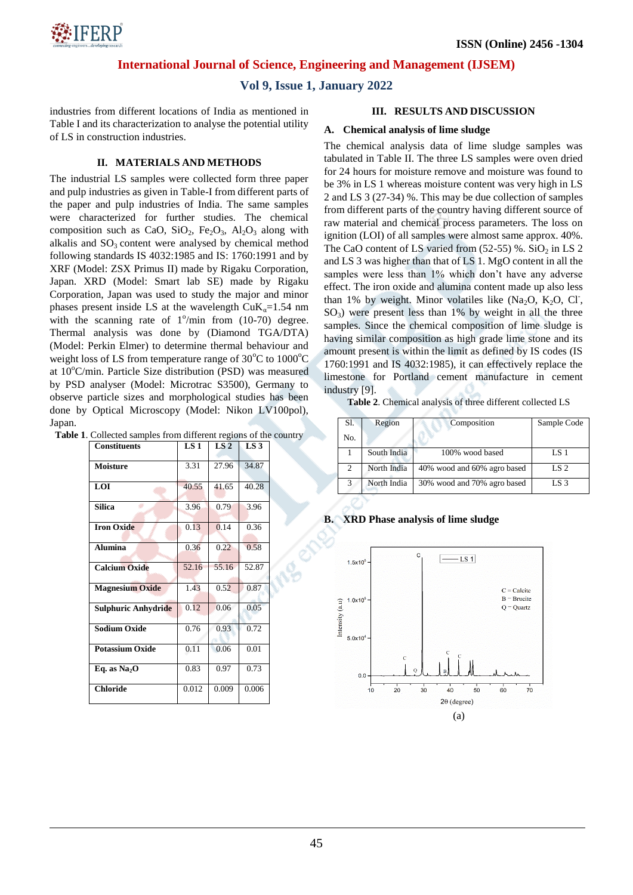industries from different locations of India as mentioned in Table I and its characterization to analyse the potential utility of LS in construction industries.

## II. MATERIALS AND METHODS

The industrial LS samples were collected form three paper and pulp industries as given in Table-I from different parts of the paper and pulp industries of India. The same samples were characterized for further studies. The chemical composition such as CaO, $SiO_2$, $Fe_2O_3$, $Al_2O_3$ along with alkalis and $SO_3$ content were analysed by chemical method following standards IS 4032:1985 and IS: 1760:1991 and by XRF (Model: ZSX Primus II) made by Rigaku Corporation, Japan. XRD (Model: Smart lab SE) made by Rigaku Corporation, Japan was used to study the major and minor phases present inside LS at the wavelength $CuK_{\alpha}$=1.54 nm with the scanning rate of $1^o$/min from (10-70) degree. Thermal analysis was done by (Diamond TGA/DTA) (Model: Perkin Elmer) to determine thermal behaviour and weight loss of LS from temperature range of $30^oC$ to $1000^oC$ at $10^oC$/min. Particle Size distribution (PSD) was measured by PSD analyser (Model: Microtrac S3500), Germany to observe particle sizes and morphological studies has been done by Optical Microscopy (Model: Nikon LV100pol), Japan.

**Table 1**. Collected samples from different regions of the country

| Constituents | LS 1 | LS 2 | LS 3 |
|---|---|---|---|
| Moisture | 3.31 | 27.96 | 34.87 |
| LOI | 40.55 | 41.65 | 40.28 |
| Silica | 3.96 | 0.79 | 3.96 |
| Iron Oxide | 0.13 | 0.14 | 0.36 |
| Alumina | 0.36 | 0.22 | 0.58 |
| Calcium Oxide | 52.16 | 55.16 | 52.87 |
| Magnesium Oxide | 1.43 | 0.52 | 0.87 |
| Sulphuric Anhydride | 0.12 | 0.06 | 0.05 |
| Sodium Oxide | 0.76 | 0.93 | 0.72 |
| Potassium Oxide | 0.11 | 0.06 | 0.01 |
| Eq. as $Na_2O$ | 0.83 | 0.97 | 0.73 |
| Chloride | 0.012 | 0.009 | 0.006 |

## III. RESULTS AND DISCUSSION

### A. Chemical analysis of lime sludge

The chemical analysis data of lime sludge samples was tabulated in Table II. The three LS samples were oven dried for 24 hours for moisture remove and moisture was found to be 3% in LS 1 whereas moisture content was very high in LS 2 and LS 3 (27-34) %. This may be due collection of samples from different parts of the country having different source of raw material and chemical process parameters. The loss on ignition (LOI) of all samples were almost same approx. 40%. The CaO content of LS varied from (52-55) %. $SiO_2$ in LS 2 and LS 3 was higher than that of LS 1. MgO content in all the samples were less than 1% which don't have any adverse effect. The iron oxide and alumina content made up also less than 1% by weight. Minor volatiles like ($Na_2O$, $K_2O$, $Cl^-$, $SO_3$) were present less than 1% by weight in all the three samples. Since the chemical composition of lime sludge is having similar composition as high grade lime stone and its amount present is within the limit as defined by IS codes (IS 1760:1991 and IS 4032:1985), it can effectively replace the limestone for Portland cement manufacture in cement industry [9].

**Table 2**. Chemical analysis of three different collected LS

| Sl. No. | Region | Composition | Sample Code |
|---|---|---|---|
| 1 | South India | 100% wood based | LS 1 |
| 2 | North India | 40% wood and 60% agro based | LS 2 |
| 3 | North India | 30% wood and 70% agro based | LS 3 |

### B. XRD Phase analysis of lime sludge

(a)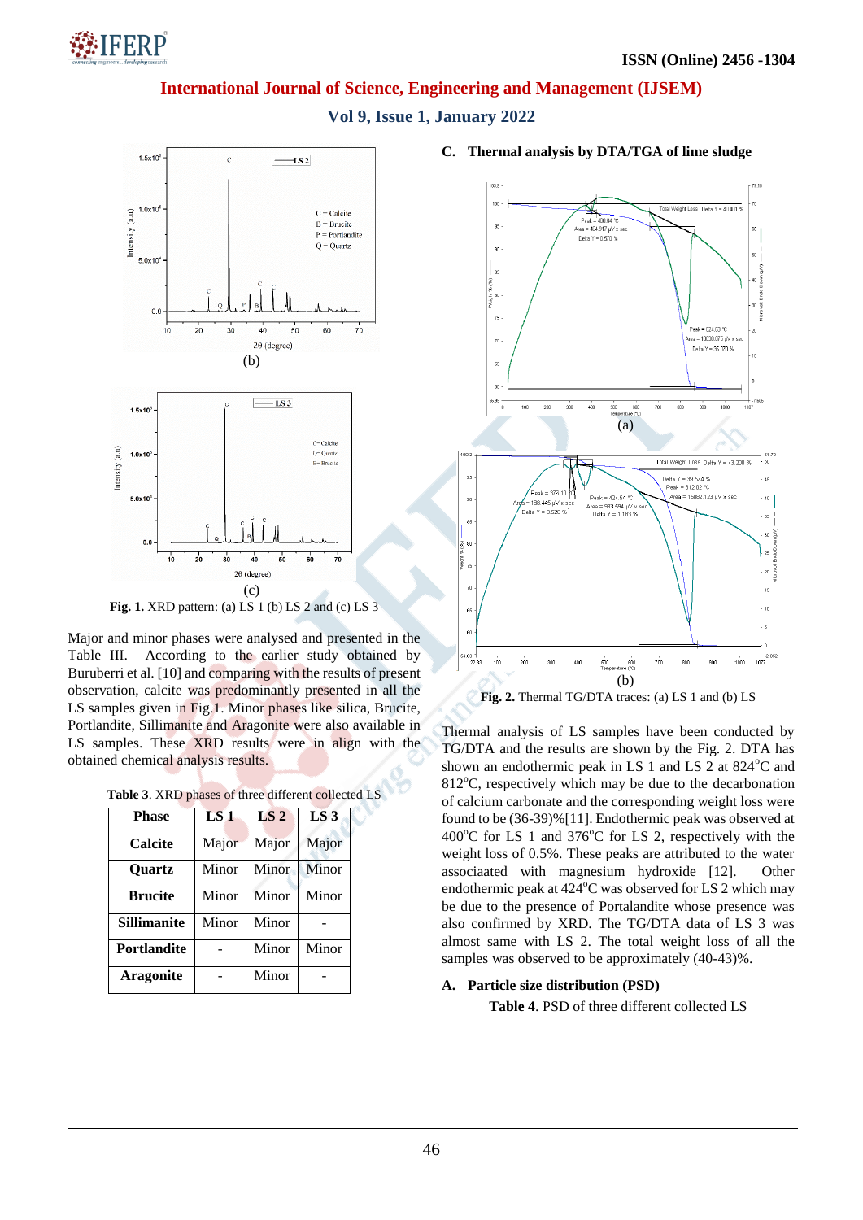(b)

(c)

**Fig. 1.** XRD pattern: (a) LS 1 (b) LS 2 and (c) LS 3

Major and minor phases were analysed and presented in the Table III. According to the earlier study obtained by Buruberri et al. [10] and comparing with the results of present observation, calcite was predominantly presented in all the LS samples given in Fig.1. Minor phases like silica, Brucite, Portlandite, Sillimanite and Aragonite were also available in LS samples. These XRD results were in align with the obtained chemical analysis results.

**Table 3**. XRD phases of three different collected LS

| Phase | LS 1 | LS 2 | LS 3 |
|---|---|---|---|
| **Calcite** | Major | Major | Major |
| **Quartz** | Minor | Minor | Minor |
| **Brucite** | Minor | Minor | Minor |
| **Sillimanite** | Minor | Minor | - |
| **Portlandite** | - | Minor | Minor |
| **Aragonite** | - | Minor | - |

### C. Thermal analysis by DTA/TGA of lime sludge

(a)

(b)

**Fig. 2.** Thermal TG/DTA traces: (a) LS 1 and (b) LS

Thermal analysis of LS samples have been conducted by TG/DTA and the results are shown by the Fig. 2. DTA has shown an endothermic peak in LS 1 and LS 2 at 824°C and 812°C, respectively which may be due to the decarbonation of calcium carbonate and the corresponding weight loss were found to be (36-39)%[11]. Endothermic peak was observed at 400°C for LS 1 and 376°C for LS 2, respectively with the weight loss of 0.5%. These peaks are attributed to the water associaated with magnesium hydroxide [12]. Other endothermic peak at 424°C was observed for LS 2 which may be due to the presence of Portalandite whose presence was also confirmed by XRD. The TG/DTA data of LS 3 was almost same with LS 2. The total weight loss of all the samples was observed to be approximately (40-43)%.

### A. Particle size distribution (PSD)

**Table 4**. PSD of three different collected LS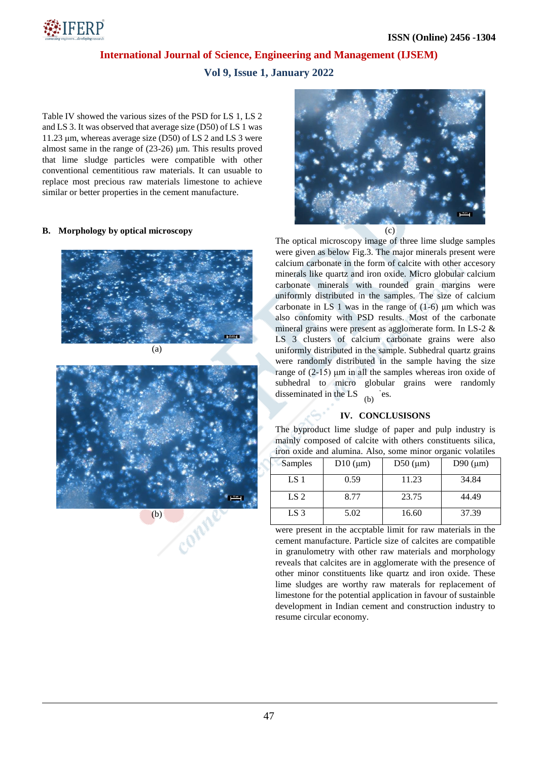Table IV showed the various sizes of the PSD for LS 1, LS 2 and LS 3. It was observed that average size (D50) of LS 1 was 11.23 µm, whereas average size (D50) of LS 2 and LS 3 were almost same in the range of (23-26) µm. This results proved that lime sludge particles were compatible with other conventional cementitious raw materials. It can usuable to replace most precious raw materials limestone to achieve similar or better properties in the cement manufacture.

### B. Morphology by optical microscopy

(a)

(b)

(c)

The optical microscopy image of three lime sludge samples were given as below Fig.3. The major minerals present were calcium carbonate in the form of calcite with other accesory minerals like quartz and iron oxide. Micro globular calcium carbonate minerals with rounded grain margins were uniformly distributed in the samples. The size of calcium carbonate in LS 1 was in the range of (1-6) µm which was also confomity with PSD results. Most of the carbonate mineral grains were present as agglomerate form. In LS-2 & LS 3 clusters of calcium carbonate grains were also uniformly distributed in the sample. Subhedral quartz grains were randomly distributed in the sample having the size range of (2-15) µm in all the samples whereas iron oxide of subhedral to micro globular grains were randomly disseminated in the LS (b) ˉes.

## IV. CONCLUSISONS

The byproduct lime sludge of paper and pulp industry is mainly composed of calcite with others constituents silica, iron oxide and alumina. Also, some minor organic volatiles were present in the accptable limit for raw materials in the cement manufacture. Particle size of calcites are compatible in granulometry with other raw materials and morphology reveals that calcites are in agglomerate with the presence of other minor constituents like quartz and iron oxide. These lime sludges are worthy raw materals for replacement of limestone for the potential application in favour of sustainble development in Indian cement and construction industry to resume circular economy.

| Samples | D10 (µm) | D50 (µm) | D90 (µm) |
|---|---|---|---|
| LS 1 | 0.59 | 11.23 | 34.84 |
| LS 2 | 8.77 | 23.75 | 44.49 |
| LS 3 | 5.02 | 16.60 | 37.39 |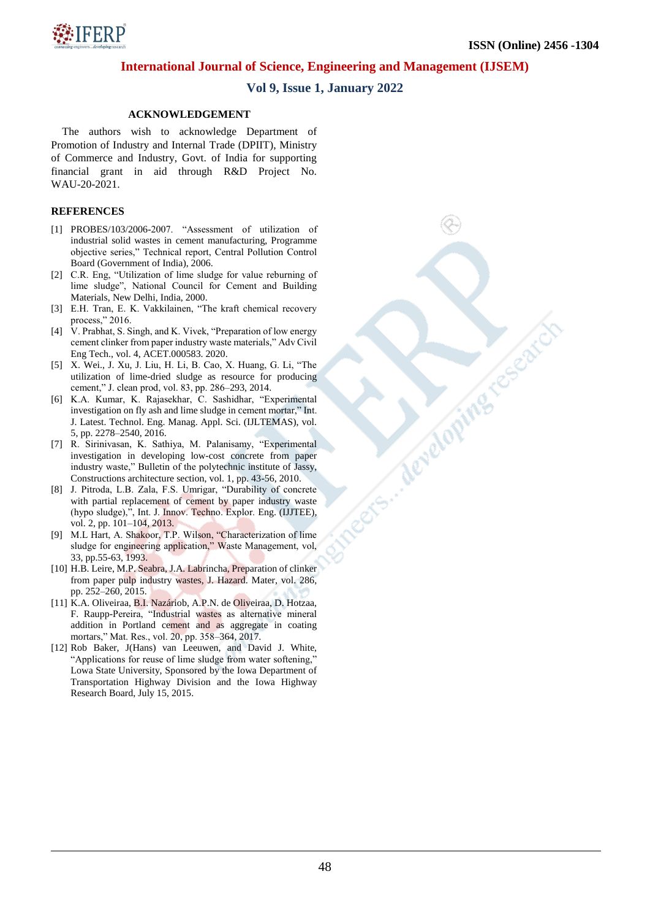## ACKNOWLEDGEMENT

The authors wish to acknowledge Department of Promotion of Industry and Internal Trade (DPIIT), Ministry of Commerce and Industry, Govt. of India for supporting financial grant in aid through R&D Project No. WAU-20-2021.

## REFERENCES

[1] PROBES/103/2006-2007. "Assessment of utilization of industrial solid wastes in cement manufacturing, Programme objective series," Technical report, Central Pollution Control Board (Government of India), 2006.

[2] C.R. Eng, "Utilization of lime sludge for value reburning of lime sludge", National Council for Cement and Building Materials, New Delhi, India, 2000.

[3] E.H. Tran, E. K. Vakkilainen, "The kraft chemical recovery process," 2016.

[4] V. Prabhat, S. Singh, and K. Vivek, "Preparation of low energy cement clinker from paper industry waste materials," Adv Civil Eng Tech., vol. 4, ACET.000583. 2020.

[5] X. Wei., J. Xu, J. Liu, H. Li, B. Cao, X. Huang, G. Li, "The utilization of lime-dried sludge as resource for producing cement," J. clean prod, vol. 83, pp. 286–293, 2014.

[6] K.A. Kumar, K. Rajasekhar, C. Sashidhar, "Experimental investigation on fly ash and lime sludge in cement mortar," Int. J. Latest. Technol. Eng. Manag. Appl. Sci. (IJLTEMAS), vol. 5, pp. 2278–2540, 2016.

[7] R. Sirinivasan, K. Sathiya, M. Palanisamy, "Experimental investigation in developing low-cost concrete from paper industry waste," Bulletin of the polytechnic institute of Jassy, Constructions architecture section, vol. 1, pp. 43-56, 2010.

[8] J. Pitroda, L.B. Zala, F.S. Umrigar, "Durability of concrete with partial replacement of cement by paper industry waste (hypo sludge),", Int. J. Innov. Techno. Explor. Eng. (IJJTEE), vol. 2, pp. 101–104, 2013.

[9] M.L Hart, A. Shakoor, T.P. Wilson, "Characterization of lime sludge for engineering application," Waste Management, vol, 33, pp.55-63, 1993.

[10] H.B. Leire, M.P. Seabra, J.A. Labrincha, Preparation of clinker from paper pulp industry wastes, J. Hazard. Mater, vol. 286, pp. 252–260, 2015.

[11] K.A. Oliveiraa, B.I. Nazáriob, A.P.N. de Oliveiraa, D. Hotzaa, F. Raupp-Pereira, "Industrial wastes as alternative mineral addition in Portland cement and as aggregate in coating mortars," Mat. Res., vol. 20, pp. 358–364, 2017.

[12] Rob Baker, J(Hans) van Leeuwen, and David J. White, "Applications for reuse of lime sludge from water softening," Lowa State University, Sponsored by the Iowa Department of Transportation Highway Division and the Iowa Highway Research Board, July 15, 2015.